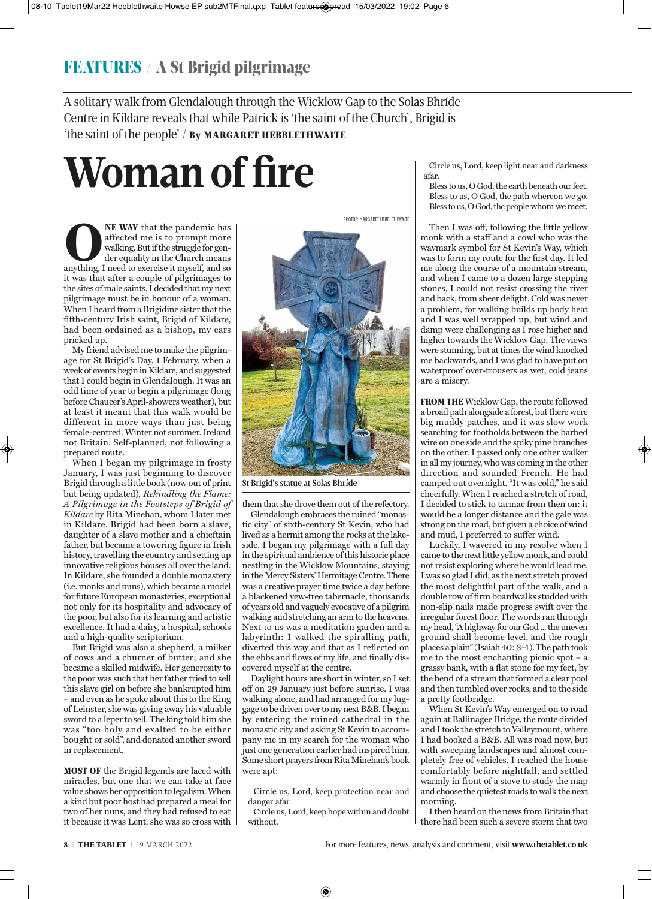## FEATURES / A St Brigid pilgrimage

A solitary walk from Glendalough through the Wicklow Gap to the Solas Bhríde Centre in Kildare reveals that while Patrick is 'the saint of the Church', Brigid is 'the saint of the people' / **By MARGARET HEBBLETHWAITE**

# Woman of fire

**ONE WAY** that the pandemic has affected me is to prompt more walking. But if the struggle for gender equality in the Church means anything, I need to exercise it myself, and so it was that after a couple of pilgrimages to the sites of male saints, I decided that my next pilgrimage must be in honour of a woman. When I heard from a Brigidine sister that the fifth-century Irish saint, Brigid of Kildare, had been ordained as a bishop, my ears pricked up.

My friend advised me to make the pilgrimage for St Brigid's Day, 1 February, when a week of events begin in Kildare, and suggested that I could begin in Glendalough. It was an odd time of year to begin a pilgrimage (long before Chaucer's April-showers weather), but at least it meant that this walk would be different in more ways than just being female-centred. Winter not summer. Ireland not Britain. Self-planned, not following a prepared route.

When I began my pilgrimage in frosty January, I was just beginning to discover Brigid through a little book (now out of print but being updated), *Rekindling the Flame: A Pilgrimage in the Footsteps of Brigid of Kildare* by Rita Minehan, whom I later met in Kildare. Brigid had been born a slave, daughter of a slave mother and a chieftain father, but became a towering figure in Irish history, travelling the country and setting up innovative religious houses all over the land. In Kildare, she founded a double monastery (i.e. monks and nuns), which became a model for future European monasteries, exceptional not only for its hospitality and advocacy of the poor, but also for its learning and artistic excellence. It had a dairy, a hospital, schools and a high-quality scriptorium.

But Brigid was also a shepherd, a milker of cows and a churner of butter; and she became a skilled midwife. Her generosity to the poor was such that her father tried to sell this slave girl on before she bankrupted him – and even as he spoke about this to the King of Leinster, she was giving away his valuable sword to a leper to sell. The king told him she was "too holy and exalted to be either bought or sold", and donated another sword in replacement.

**MOST OF** the Brigid legends are laced with miracles, but one that we can take at face value shows her opposition to legalism. When a kind but poor host had prepared a meal for two of her nuns, and they had refused to eat it because it was Lent, she was so cross with them that she drove them out of the refectory.

PHOTOS: MARGARET HEBBLETHWAITE

St Brigid's statue at Solas Bhríde

Glendalough embraces the ruined "monastic city" of sixth-century St Kevin, who had lived as a hermit among the rocks at the lakeside. I began my pilgrimage with a full day in the spiritual ambience of this historic place nestling in the Wicklow Mountains, staying in the Mercy Sisters' Hermitage Centre. There was a creative prayer time twice a day before a blackened yew-tree tabernacle, thousands of years old and vaguely evocative of a pilgrim walking and stretching an arm to the heavens. Next to us was a meditation garden and a labyrinth: I walked the spiralling path, diverted this way and that as I reflected on the ebbs and flows of my life, and finally discovered myself at the centre.

Daylight hours are short in winter, so I set off on 29 January just before sunrise. I was walking alone, and had arranged for my luggage to be driven over to my next B&B. I began by entering the ruined cathedral in the monastic city and asking St Kevin to accompany me in my search for the woman who just one generation earlier had inspired him. Some short prayers from Rita Minehan's book were apt:

Circle us, Lord, keep protection near and danger afar.
Circle us, Lord, keep hope within and doubt without.
Circle us, Lord, keep light near and darkness afar.
Bless to us, O God, the earth beneath our feet.
Bless to us, O God, the path whereon we go.
Bless to us, O God, the people whom we meet.

Then I was off, following the little yellow monk with a staff and a cowl who was the waymark symbol for St Kevin's Way, which was to form my route for the first day. It led me along the course of a mountain stream, and when I came to a dozen large stepping stones, I could not resist crossing the river and back, from sheer delight. Cold was never a problem, for walking builds up body heat and I was well wrapped up, but wind and damp were challenging as I rose higher and higher towards the Wicklow Gap. The views were stunning, but at times the wind knocked me backwards, and I was glad to have put on waterproof over-trousers as wet, cold jeans are a misery.

**FROM THE** Wicklow Gap, the route followed a broad path alongside a forest, but there were big muddy patches, and it was slow work searching for footholds between the barbed wire on one side and the spiky pine branches on the other. I passed only one other walker in all my journey, who was coming in the other direction and sounded French. He had camped out overnight. "It was cold," he said cheerfully. When I reached a stretch of road, I decided to stick to tarmac from then on: it would be a longer distance and the gale was strong on the road, but given a choice of wind and mud, I preferred to suffer wind.

Luckily, I wavered in my resolve when I came to the next little yellow monk, and could not resist exploring where he would lead me. I was so glad I did, as the next stretch proved the most delightful part of the walk, and a double row of firm boardwalks studded with non-slip nails made progress swift over the irregular forest floor. The words ran through my head, "A highway for our God … the uneven ground shall become level, and the rough places a plain" (Isaiah 40: 3-4). The path took me to the most enchanting picnic spot – a grassy bank, with a flat stone for my feet, by the bend of a stream that formed a clear pool and then tumbled over rocks, and to the side a pretty footbridge.

When St Kevin's Way emerged on to road again at Ballinagee Bridge, the route divided and I took the stretch to Valleymount, where I had booked a B&B. All was road now, but with sweeping landscapes and almost completely free of vehicles. I reached the house comfortably before nightfall, and settled warmly in front of a stove to study the map and choose the quietest roads to walk the next morning.

I then heard on the news from Britain that there had been such a severe storm that two

For more features, news, analysis and comment, visit **www.thetablet.co.uk**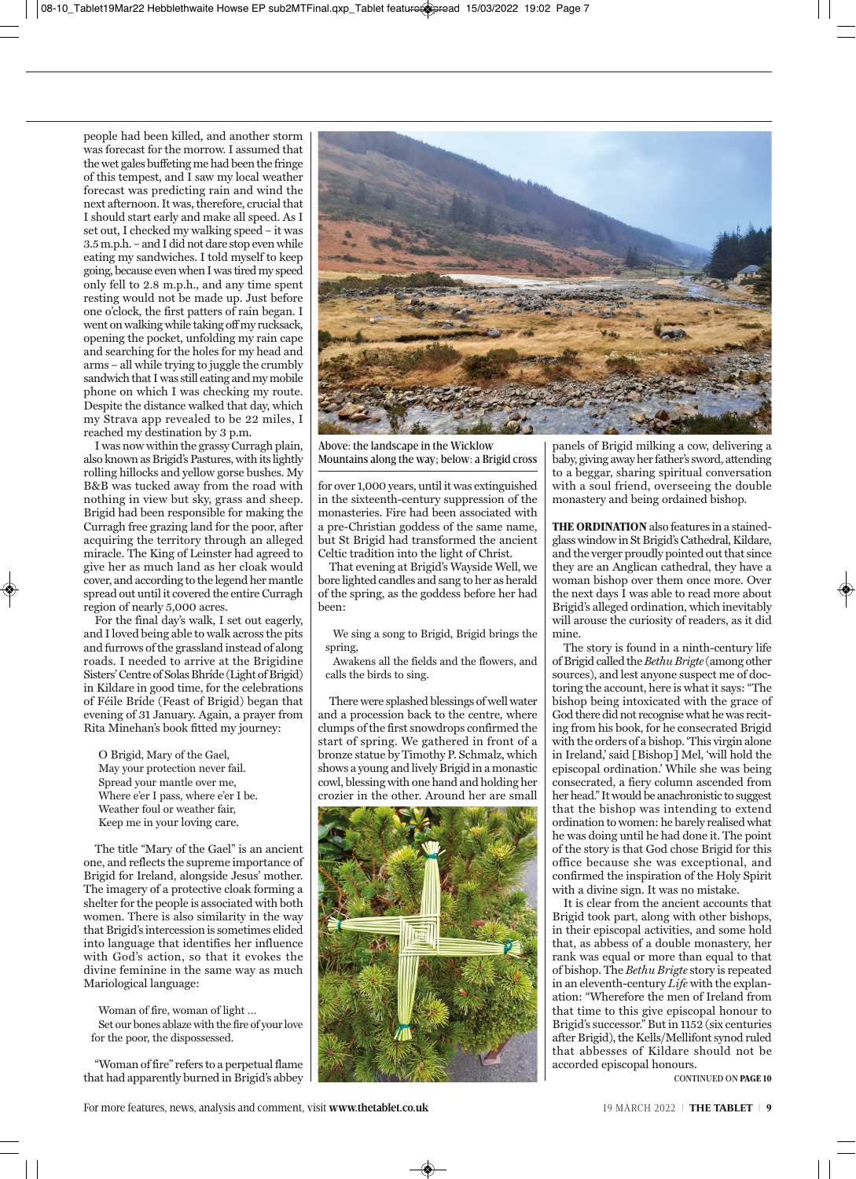people had been killed, and another storm was forecast for the morrow. I assumed that the wet gales buffeting me had been the fringe of this tempest, and I saw my local weather forecast was predicting rain and wind the next afternoon. It was, therefore, crucial that I should start early and make all speed. As I set out, I checked my walking speed – it was 3.5 m.p.h. – and I did not dare stop even while eating my sandwiches. I told myself to keep going, because even when I was tired my speed only fell to 2.8 m.p.h., and any time spent resting would not be made up. Just before one o'clock, the first patters of rain began. I went on walking while taking off my rucksack, opening the pocket, unfolding my rain cape and searching for the holes for my head and arms – all while trying to juggle the crumbly sandwich that I was still eating and my mobile phone on which I was checking my route. Despite the distance walked that day, which my Strava app revealed to be 22 miles, I reached my destination by 3 p.m.

I was now within the grassy Curragh plain, also known as Brigid's Pastures, with its lightly rolling hillocks and yellow gorse bushes. My B&B was tucked away from the road with nothing in view but sky, grass and sheep. Brigid had been responsible for making the Curragh free grazing land for the poor, after acquiring the territory through an alleged miracle. The King of Leinster had agreed to give her as much land as her cloak would cover, and according to the legend her mantle spread out until it covered the entire Curragh region of nearly 5,000 acres.

For the final day's walk, I set out eagerly, and I loved being able to walk across the pits and furrows of the grassland instead of along roads. I needed to arrive at the Brigidine Sisters' Centre of Solas Bhríde (Light of Brigid) in Kildare in good time, for the celebrations of Féile Bríde (Feast of Brigid) began that evening of 31 January. Again, a prayer from Rita Minehan's book fitted my journey:

> O Brigid, Mary of the Gael,
> May your protection never fail.
> Spread your mantle over me,
> Where e'er I pass, where e'er I be.
> Weather foul or weather fair,
> Keep me in your loving care.

The title "Mary of the Gael" is an ancient one, and reflects the supreme importance of Brigid for Ireland, alongside Jesus' mother. The imagery of a protective cloak forming a shelter for the people is associated with both women. There is also similarity in the way that Brigid's intercession is sometimes elided into language that identifies her influence with God's action, so that it evokes the divine feminine in the same way as much Mariological language:

> Woman of fire, woman of light …
> Set our bones ablaze with the fire of your love for the poor, the dispossessed.

"Woman of fire" refers to a perpetual flame that had apparently burned in Brigid's abbey for over 1,000 years, until it was extinguished in the sixteenth-century suppression of the monasteries. Fire had been associated with a pre-Christian goddess of the same name, but St Brigid had transformed the ancient Celtic tradition into the light of Christ.

That evening at Brigid's Wayside Well, we bore lighted candles and sang to her as herald of the spring, as the goddess before her had been:

> We sing a song to Brigid, Brigid brings the spring,
> Awakens all the fields and the flowers, and calls the birds to sing.

There were splashed blessings of well water and a procession back to the centre, where clumps of the first snowdrops confirmed the start of spring. We gathered in front of a bronze statue by Timothy P. Schmalz, which shows a young and lively Brigid in a monastic cowl, blessing with one hand and holding her crozier in the other. Around her are small panels of Brigid milking a cow, delivering a baby, giving away her father's sword, attending to a beggar, sharing spiritual conversation with a soul friend, overseeing the double monastery and being ordained bishop.

Above: the landscape in the Wicklow Mountains along the way; below: a Brigid cross

**THE ORDINATION** also features in a stained-glass window in St Brigid's Cathedral, Kildare, and the verger proudly pointed out that since they are an Anglican cathedral, they have a woman bishop over them once more. Over the next days I was able to read more about Brigid's alleged ordination, which inevitably will arouse the curiosity of readers, as it did mine.

The story is found in a ninth-century life of Brigid called the *Bethu Brigte* (among other sources), and lest anyone suspect me of doctoring the account, here is what it says: "The bishop being intoxicated with the grace of God there did not recognise what he was reciting from his book, for he consecrated Brigid with the orders of a bishop. 'This virgin alone in Ireland,' said [Bishop] Mel, 'will hold the episcopal ordination.' While she was being consecrated, a fiery column ascended from her head." It would be anachronistic to suggest that the bishop was intending to extend ordination to women: he barely realised what he was doing until he had done it. The point of the story is that God chose Brigid for this office because she was exceptional, and confirmed the inspiration of the Holy Spirit with a divine sign. It was no mistake.

It is clear from the ancient accounts that Brigid took part, along with other bishops, in their episcopal activities, and some hold that, as abbess of a double monastery, her rank was equal or more than equal to that of bishop. The *Bethu Brigte* story is repeated in an eleventh-century *Life* with the explanation: "Wherefore the men of Ireland from that time to this give episcopal honour to Brigid's successor." But in 1152 (six centuries after Brigid), the Kells/Mellifont synod ruled that abbesses of Kildare should not be accorded episcopal honours.

CONTINUED ON **PAGE 10**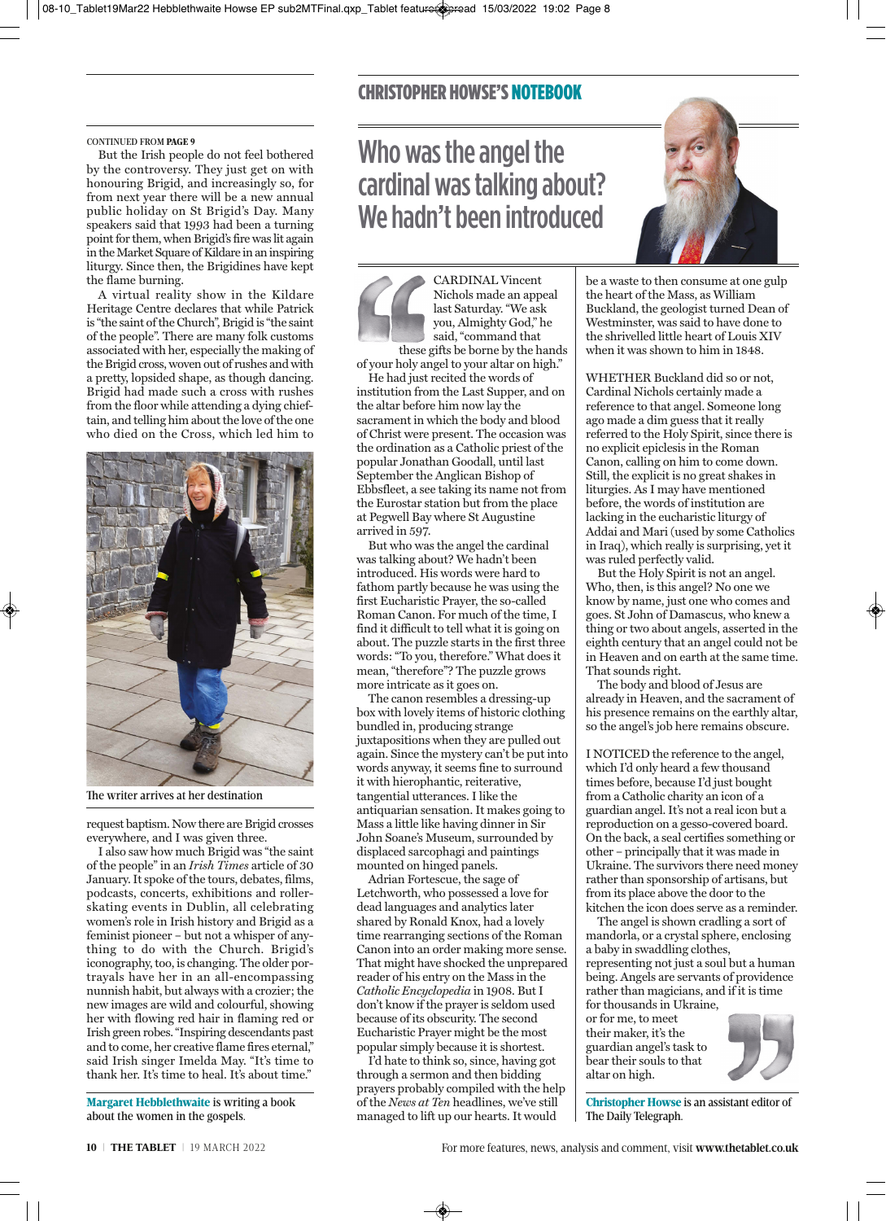CONTINUED FROM PAGE 9

But the Irish people do not feel bothered by the controversy. They just get on with honouring Brigid, and increasingly so, for from next year there will be a new annual public holiday on St Brigid's Day. Many speakers said that 1993 had been a turning point for them, when Brigid's fire was lit again in the Market Square of Kildare in an inspiring liturgy. Since then, the Brigidines have kept the flame burning.

A virtual reality show in the Kildare Heritage Centre declares that while Patrick is "the saint of the Church", Brigid is "the saint of the people". There are many folk customs associated with her, especially the making of the Brigid cross, woven out of rushes and with a pretty, lopsided shape, as though dancing. Brigid had made such a cross with rushes from the floor while attending a dying chieftain, and telling him about the love of the one who died on the Cross, which led him to request baptism. Now there are Brigid crosses everywhere, and I was given three.

The writer arrives at her destination

I also saw how much Brigid was "the saint of the people" in an *Irish Times* article of 30 January. It spoke of the tours, debates, films, podcasts, concerts, exhibitions and roller-skating events in Dublin, all celebrating women's role in Irish history and Brigid as a feminist pioneer – but not a whisper of anything to do with the Church. Brigid's iconography, too, is changing. The older portrayals have her in an all-encompassing nunnish habit, but always with a crozier; the new images are wild and colourful, showing her with flowing red hair in flaming red or Irish green robes. "Inspiring descendants past and to come, her creative flame fires eternal," said Irish singer Imelda May. "It's time to thank her. It's time to heal. It's about time."

**Margaret Hebblethwaite** is writing a book about the women in the gospels.

## CHRISTOPHER HOWSE'S NOTEBOOK

# Who was the angel the cardinal was talking about? We hadn't been introduced

CARDINAL Vincent Nichols made an appeal last Saturday. "We ask you, Almighty God," he said, "command that these gifts be borne by the hands of your holy angel to your altar on high."

He had just recited the words of institution from the Last Supper, and on the altar before him now lay the sacrament in which the body and blood of Christ were present. The occasion was the ordination as a Catholic priest of the popular Jonathan Goodall, until last September the Anglican Bishop of Ebbsfleet, a see taking its name not from the Eurostar station but from the place at Pegwell Bay where St Augustine arrived in 597.

But who was the angel the cardinal was talking about? We hadn't been introduced. His words were hard to fathom partly because he was using the first Eucharistic Prayer, the so-called Roman Canon. For much of the time, I find it difficult to tell what it is going on about. The puzzle starts in the first three words: "To you, therefore." What does it mean, "therefore"? The puzzle grows more intricate as it goes on.

The canon resembles a dressing-up box with lovely items of historic clothing bundled in, producing strange juxtapositions when they are pulled out again. Since the mystery can't be put into words anyway, it seems fine to surround it with hierophantic, reiterative, tangential utterances. I like the antiquarian sensation. It makes going to Mass a little like having dinner in Sir John Soane's Museum, surrounded by displaced sarcophagi and paintings mounted on hinged panels.

Adrian Fortescue, the sage of Letchworth, who possessed a love for dead languages and analytics later shared by Ronald Knox, had a lovely time rearranging sections of the Roman Canon into an order making more sense. That might have shocked the unprepared reader of his entry on the Mass in the *Catholic Encyclopedia* in 1908. But I don't know if the prayer is seldom used because of its obscurity. The second Eucharistic Prayer might be the most popular simply because it is shortest.

I'd hate to think so, since, having got through a sermon and then bidding prayers probably compiled with the help of the *News at Ten* headlines, we've still managed to lift up our hearts. It would be a waste to then consume at one gulp the heart of the Mass, as William Buckland, the geologist turned Dean of Westminster, was said to have done to the shrivelled little heart of Louis XIV when it was shown to him in 1848.

WHETHER Buckland did so or not, Cardinal Nichols certainly made a reference to that angel. Someone long ago made a dim guess that it really referred to the Holy Spirit, since there is no explicit epiclesis in the Roman Canon, calling on him to come down. Still, the explicit is no great shakes in liturgies. As I may have mentioned before, the words of institution are lacking in the eucharistic liturgy of Addai and Mari (used by some Catholics in Iraq), which really is surprising, yet it was ruled perfectly valid.

But the Holy Spirit is not an angel. Who, then, is this angel? No one we know by name, just one who comes and goes. St John of Damascus, who knew a thing or two about angels, asserted in the eighth century that an angel could not be in Heaven and on earth at the same time. That sounds right.

The body and blood of Jesus are already in Heaven, and the sacrament of his presence remains on the earthly altar, so the angel's job here remains obscure.

I NOTICED the reference to the angel, which I'd only heard a few thousand times before, because I'd just bought from a Catholic charity an icon of a guardian angel. It's not a real icon but a reproduction on a gesso-covered board. On the back, a seal certifies something or other – principally that it was made in Ukraine. The survivors there need money rather than sponsorship of artisans, but from its place above the door to the kitchen the icon does serve as a reminder.

The angel is shown cradling a sort of mandorla, or a crystal sphere, enclosing a baby in swaddling clothes, representing not just a soul but a human being. Angels are servants of providence rather than magicians, and if it is time for thousands in Ukraine, or for me, to meet their maker, it's the guardian angel's task to bear their souls to that altar on high.

**Christopher Howse** is an assistant editor of The Daily Telegraph.